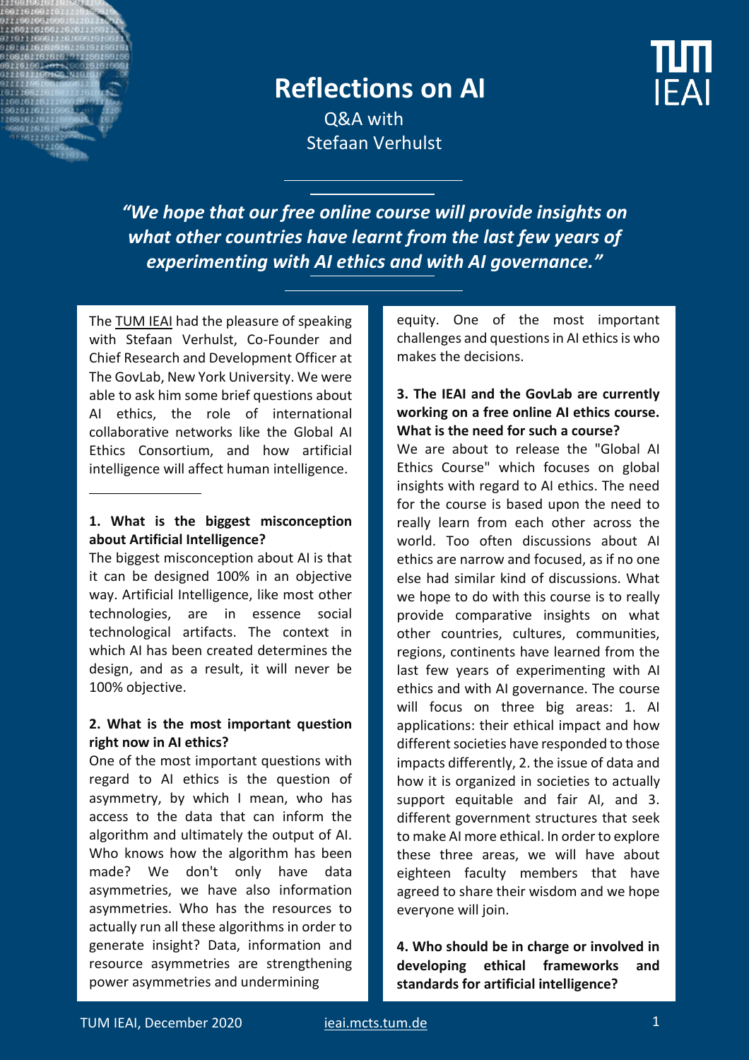# Reflections on AI

Q&A with Stefaan Verhulst

*"We hope that our free online course will provide insights on what other countries have learnt from the last few years of experimenting with AI ethics and with AI governance."*

The TUM IEAI had the pleasure of speaking with Stefaan Verhulst, Co-Founder and Chief Research and Development Officer at The GovLab, New York University. We were able to ask him some brief questions about AI ethics, the role of international collaborative networks like the Global AI Ethics Consortium, and how artificial intelligence will affect human intelligence.

**1. What is the biggest misconception about Artificial Intelligence?**

The biggest misconception about AI is that it can be designed 100% in an objective way. Artificial Intelligence, like most other technologies, are in essence social technological artifacts. The context in which AI has been created determines the design, and as a result, it will never be 100% objective.

**2. What is the most important question right now in AI ethics?**

One of the most important questions with regard to AI ethics is the question of asymmetry, by which I mean, who has access to the data that can inform the algorithm and ultimately the output of AI. Who knows how the algorithm has been made? We don't only have data asymmetries, we have also information asymmetries. Who has the resources to actually run all these algorithms in order to generate insight? Data, information and resource asymmetries are strengthening power asymmetries and undermining equity. One of the most important challenges and questions in AI ethics is who makes the decisions.

**3. The IEAI and the GovLab are currently working on a free online AI ethics course. What is the need for such a course?**

We are about to release the "Global AI Ethics Course" which focuses on global insights with regard to AI ethics. The need for the course is based upon the need to really learn from each other across the world. Too often discussions about AI ethics are narrow and focused, as if no one else had similar kind of discussions. What we hope to do with this course is to really provide comparative insights on what other countries, cultures, communities, regions, continents have learned from the last few years of experimenting with AI ethics and with AI governance. The course will focus on three big areas: 1. AI applications: their ethical impact and how different societies have responded to those impacts differently, 2. the issue of data and how it is organized in societies to actually support equitable and fair AI, and 3. different government structures that seek to make AI more ethical. In order to explore these three areas, we will have about eighteen faculty members that have agreed to share their wisdom and we hope everyone will join.

**4. Who should be in charge or involved in developing ethical frameworks and standards for artificial intelligence?**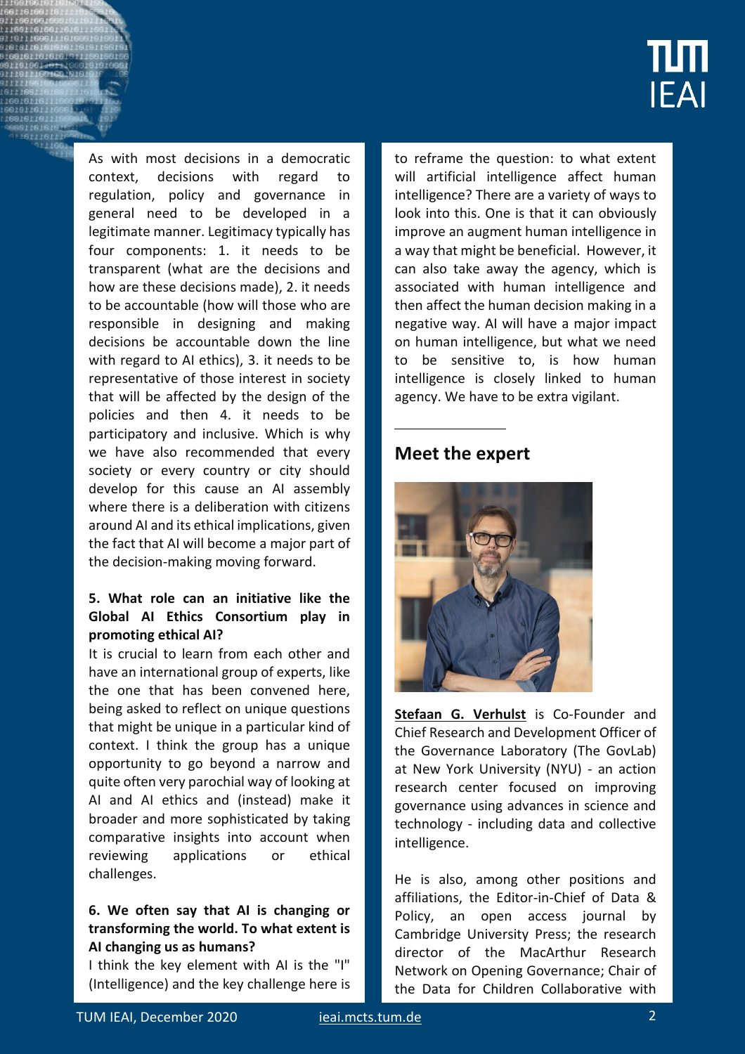As with most decisions in a democratic context, decisions with regard to regulation, policy and governance in general need to be developed in a legitimate manner. Legitimacy typically has four components: 1. it needs to be transparent (what are the decisions and how are these decisions made), 2. it needs to be accountable (how will those who are responsible in designing and making decisions be accountable down the line with regard to AI ethics), 3. it needs to be representative of those interest in society that will be affected by the design of the policies and then 4. it needs to be participatory and inclusive. Which is why we have also recommended that every society or every country or city should develop for this cause an AI assembly where there is a deliberation with citizens around AI and its ethical implications, given the fact that AI will become a major part of the decision-making moving forward.

**5. What role can an initiative like the Global AI Ethics Consortium play in promoting ethical AI?**

It is crucial to learn from each other and have an international group of experts, like the one that has been convened here, being asked to reflect on unique questions that might be unique in a particular kind of context. I think the group has a unique opportunity to go beyond a narrow and quite often very parochial way of looking at AI and AI ethics and (instead) make it broader and more sophisticated by taking comparative insights into account when reviewing applications or ethical challenges.

**6. We often say that AI is changing or transforming the world. To what extent is AI changing us as humans?**

I think the key element with AI is the "I" (Intelligence) and the key challenge here is to reframe the question: to what extent will artificial intelligence affect human intelligence? There are a variety of ways to look into this. One is that it can obviously improve an augment human intelligence in a way that might be beneficial. However, it can also take away the agency, which is associated with human intelligence and then affect the human decision making in a negative way. AI will have a major impact on human intelligence, but what we need to be sensitive to, is how human intelligence is closely linked to human agency. We have to be extra vigilant.

## Meet the expert

**Stefaan G. Verhulst** is Co-Founder and Chief Research and Development Officer of the Governance Laboratory (The GovLab) at New York University (NYU) - an action research center focused on improving governance using advances in science and technology - including data and collective intelligence.

He is also, among other positions and affiliations, the Editor-in-Chief of Data & Policy, an open access journal by Cambridge University Press; the research director of the MacArthur Research Network on Opening Governance; Chair of the Data for Children Collaborative with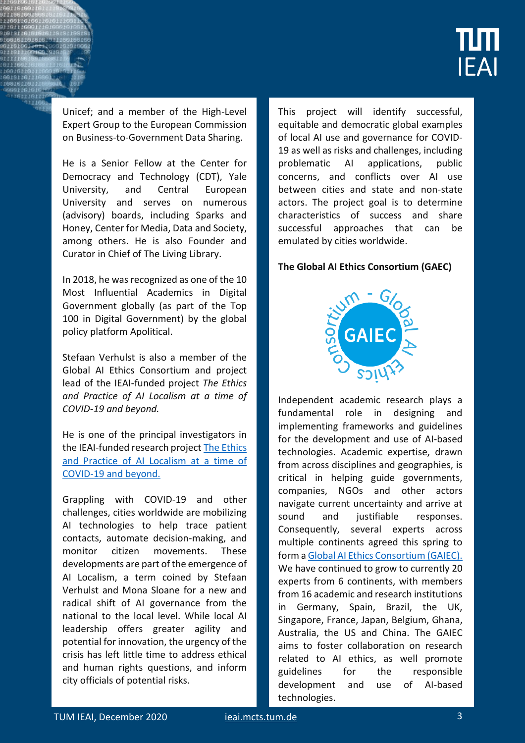Unicef; and a member of the High-Level Expert Group to the European Commission on Business-to-Government Data Sharing.

He is a Senior Fellow at the Center for Democracy and Technology (CDT), Yale University, and Central European University and serves on numerous (advisory) boards, including Sparks and Honey, Center for Media, Data and Society, among others. He is also Founder and Curator in Chief of The Living Library.

In 2018, he was recognized as one of the 10 Most Influential Academics in Digital Government globally (as part of the Top 100 in Digital Government) by the global policy platform Apolitical.

Stefaan Verhulst is also a member of the Global AI Ethics Consortium and project lead of the IEAI-funded project *The Ethics and Practice of AI Localism at a time of COVID-19 and beyond.*

He is one of the principal investigators in the IEAI-funded research project [The Ethics and Practice of AI Localism at a time of COVID-19 and beyond.]()

Grappling with COVID-19 and other challenges, cities worldwide are mobilizing AI technologies to help trace patient contacts, automate decision-making, and monitor citizen movements. These developments are part of the emergence of AI Localism, a term coined by Stefaan Verhulst and Mona Sloane for a new and radical shift of AI governance from the national to the local level. While local AI leadership offers greater agility and potential for innovation, the urgency of the crisis has left little time to address ethical and human rights questions, and inform city officials of potential risks.

This project will identify successful, equitable and democratic global examples of local AI use and governance for COVID-19 as well as risks and challenges, including problematic AI applications, public concerns, and conflicts over AI use between cities and state and non-state actors. The project goal is to determine characteristics of success and share successful approaches that can be emulated by cities worldwide.

**The Global AI Ethics Consortium (GAEC)**

Consortium - Global AI Ethics

GAIEC

Independent academic research plays a fundamental role in designing and implementing frameworks and guidelines for the development and use of AI-based technologies. Academic expertise, drawn from across disciplines and geographies, is critical in helping guide governments, companies, NGOs and other actors navigate current uncertainty and arrive at sound and justifiable responses. Consequently, several experts across multiple continents agreed this spring to form a [Global AI Ethics Consortium (GAIEC).]() We have continued to grow to currently 20 experts from 6 continents, with members from 16 academic and research institutions in Germany, Spain, Brazil, the UK, Singapore, France, Japan, Belgium, Ghana, Australia, the US and China. The GAIEC aims to foster collaboration on research related to AI ethics, as well promote guidelines for the responsible development and use of AI-based technologies.